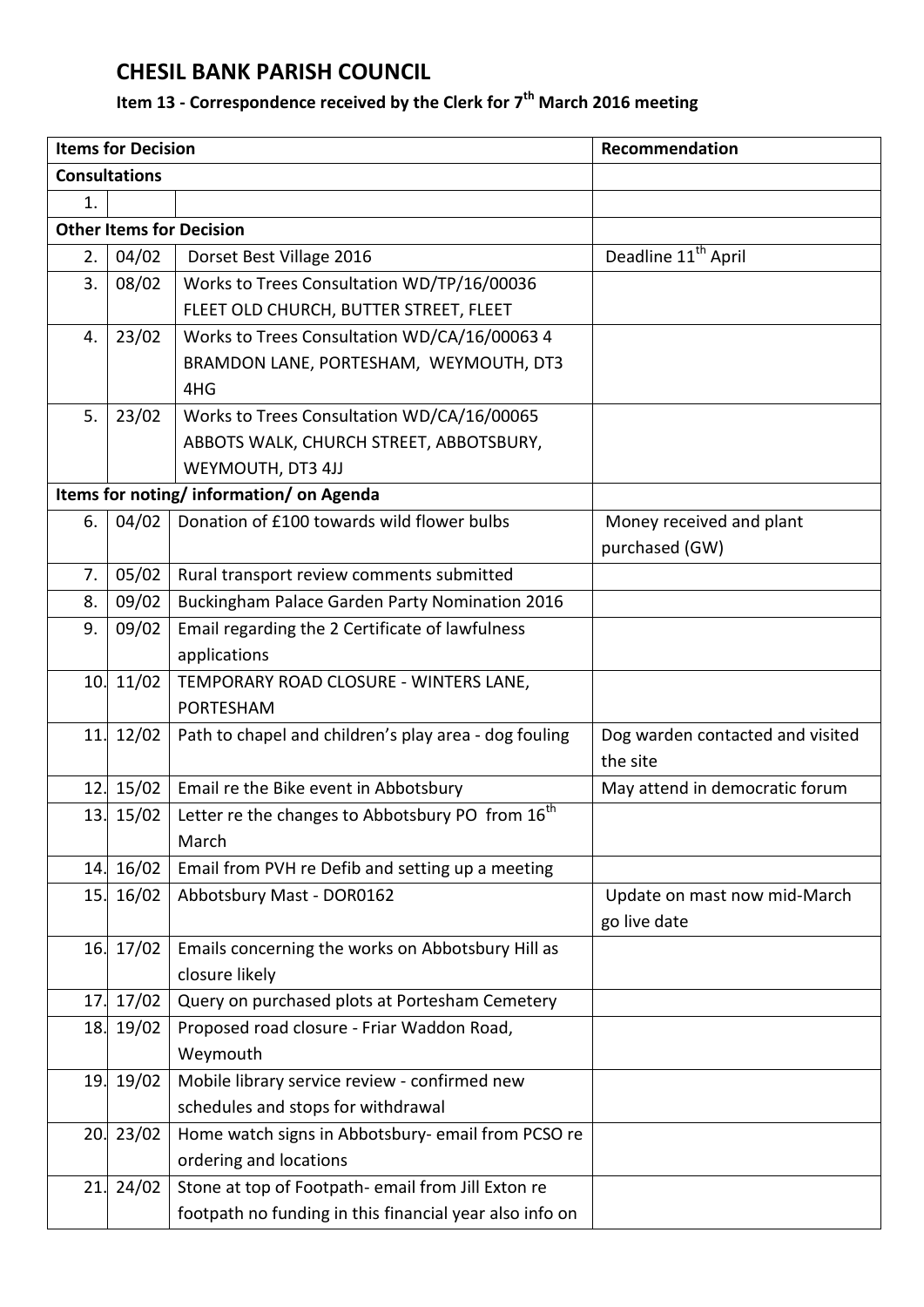# CHESIL BANK PARISH COUNCIL

## Item 13 - Correspondence received by the Clerk for 7th March 2016 meeting

| Items for Decision | | | Recommendation |
|---|---|---|---|
| **Consultations** | | | |
| 1. | | | |
| **Other Items for Decision** | | | |
| 2. | 04/02 | Dorset Best Village 2016 | Deadline 11th April |
| 3. | 08/02 | Works to Trees Consultation WD/TP/16/00036 FLEET OLD CHURCH, BUTTER STREET, FLEET | |
| 4. | 23/02 | Works to Trees Consultation WD/CA/16/00063 4 BRAMDON LANE, PORTESHAM, WEYMOUTH, DT3 4HG | |
| 5. | 23/02 | Works to Trees Consultation WD/CA/16/00065 ABBOTS WALK, CHURCH STREET, ABBOTSBURY, WEYMOUTH, DT3 4JJ | |
| **Items for noting/ information/ on Agenda** | | | |
| 6. | 04/02 | Donation of £100 towards wild flower bulbs | Money received and plant purchased (GW) |
| 7. | 05/02 | Rural transport review comments submitted | |
| 8. | 09/02 | Buckingham Palace Garden Party Nomination 2016 | |
| 9. | 09/02 | Email regarding the 2 Certificate of lawfulness applications | |
| 10. | 11/02 | TEMPORARY ROAD CLOSURE - WINTERS LANE, PORTESHAM | |
| 11. | 12/02 | Path to chapel and children's play area - dog fouling | Dog warden contacted and visited the site |
| 12. | 15/02 | Email re the Bike event in Abbotsbury | May attend in democratic forum |
| 13. | 15/02 | Letter re the changes to Abbotsbury PO from 16th March | |
| 14. | 16/02 | Email from PVH re Defib and setting up a meeting | |
| 15. | 16/02 | Abbotsbury Mast - DOR0162 | Update on mast now mid-March go live date |
| 16. | 17/02 | Emails concerning the works on Abbotsbury Hill as closure likely | |
| 17. | 17/02 | Query on purchased plots at Portesham Cemetery | |
| 18. | 19/02 | Proposed road closure - Friar Waddon Road, Weymouth | |
| 19. | 19/02 | Mobile library service review - confirmed new schedules and stops for withdrawal | |
| 20. | 23/02 | Home watch signs in Abbotsbury- email from PCSO re ordering and locations | |
| 21. | 24/02 | Stone at top of Footpath- email from Jill Exton re footpath no funding in this financial year also info on | |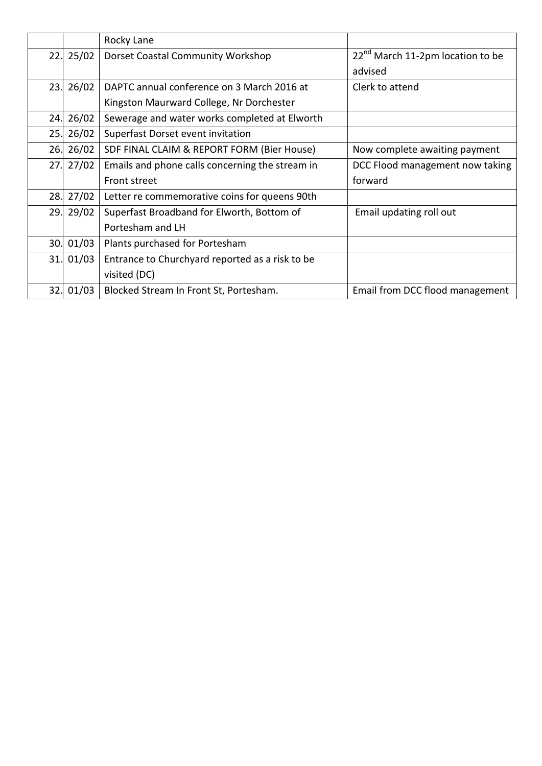| | | | |
|---|---|---|---|
| | | Rocky Lane | |
| 22. | 25/02 | Dorset Coastal Community Workshop | 22nd March 11-2pm location to be advised |
| 23. | 26/02 | DAPTC annual conference on 3 March 2016 at Kingston Maurward College, Nr Dorchester | Clerk to attend |
| 24. | 26/02 | Sewerage and water works completed at Elworth | |
| 25. | 26/02 | Superfast Dorset event invitation | |
| 26. | 26/02 | SDF FINAL CLAIM & REPORT FORM (Bier House) | Now complete awaiting payment |
| 27. | 27/02 | Emails and phone calls concerning the stream in Front street | DCC Flood management now taking forward |
| 28. | 27/02 | Letter re commemorative coins for queens 90th | |
| 29. | 29/02 | Superfast Broadband for Elworth, Bottom of Portesham and LH | Email updating roll out |
| 30. | 01/03 | Plants purchased for Portesham | |
| 31. | 01/03 | Entrance to Churchyard reported as a risk to be visited (DC) | |
| 32. | 01/03 | Blocked Stream In Front St, Portesham. | Email from DCC flood management |